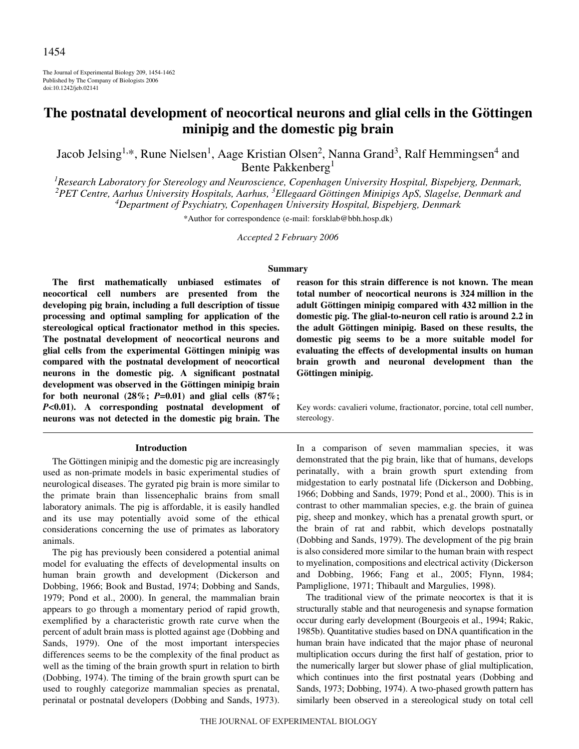# The postnatal development of neocortical neurons and glial cells in the Göttingen minipig and the domestic pig brain

Jacob Jelsing[1,*], Rune Nielsen[1], Aage Kristian Olsen[2], Nanna Grand[3], Ralf Hemmingsen[4] and Bente Pakkenberg[1]

[1]Research Laboratory for Stereology and Neuroscience, Copenhagen University Hospital, Bispebjerg, Denmark, [2]PET Centre, Aarhus University Hospitals, Aarhus, [3]Ellegaard Göttingen Minipigs ApS, Slagelse, Denmark and [4]Department of Psychiatry, Copenhagen University Hospital, Bispebjerg, Denmark

*Author for correspondence (e-mail: forsklab@bbh.hosp.dk)

*Accepted 2 February 2006*

## Summary

**The first mathematically unbiased estimates of neocortical cell numbers are presented from the developing pig brain, including a full description of tissue processing and optimal sampling for application of the stereological optical fractionator method in this species. The postnatal development of neocortical neurons and glial cells from the experimental Göttingen minipig was compared with the postnatal development of neocortical neurons in the domestic pig. A significant postnatal development was observed in the Göttingen minipig brain for both neuronal (28%; *P*=0.01) and glial cells (87%; *P*<0.01). A corresponding postnatal development of neurons was not detected in the domestic pig brain. The reason for this strain difference is not known. The mean total number of neocortical neurons is 324 million in the adult Göttingen minipig compared with 432 million in the domestic pig. The glial-to-neuron cell ratio is around 2.2 in the adult Göttingen minipig. Based on these results, the domestic pig seems to be a more suitable model for evaluating the effects of developmental insults on human brain growth and neuronal development than the Göttingen minipig.**

Key words: cavalieri volume, fractionator, porcine, total cell number, stereology.

## Introduction

The Göttingen minipig and the domestic pig are increasingly used as non-primate models in basic experimental studies of neurological diseases. The gyrated pig brain is more similar to the primate brain than lissencephalic brains from small laboratory animals. The pig is affordable, it is easily handled and its use may potentially avoid some of the ethical considerations concerning the use of primates as laboratory animals.

The pig has previously been considered a potential animal model for evaluating the effects of developmental insults on human brain growth and development (Dickerson and Dobbing, 1966; Book and Bustad, 1974; Dobbing and Sands, 1979; Pond et al., 2000). In general, the mammalian brain appears to go through a momentary period of rapid growth, exemplified by a characteristic growth rate curve when the percent of adult brain mass is plotted against age (Dobbing and Sands, 1979). One of the most important interspecies differences seems to be the complexity of the final product as well as the timing of the brain growth spurt in relation to birth (Dobbing, 1974). The timing of the brain growth spurt can be used to roughly categorize mammalian species as prenatal, perinatal or postnatal developers (Dobbing and Sands, 1973). In a comparison of seven mammalian species, it was demonstrated that the pig brain, like that of humans, develops perinatally, with a brain growth spurt extending from midgestation to early postnatal life (Dickerson and Dobbing, 1966; Dobbing and Sands, 1979; Pond et al., 2000). This is in contrast to other mammalian species, e.g. the brain of guinea pig, sheep and monkey, which has a prenatal growth spurt, or the brain of rat and rabbit, which develops postnatally (Dobbing and Sands, 1979). The development of the pig brain is also considered more similar to the human brain with respect to myelination, compositions and electrical activity (Dickerson and Dobbing, 1966; Fang et al., 2005; Flynn, 1984; Pampliglione, 1971; Thibault and Margulies, 1998).

The traditional view of the primate neocortex is that it is structurally stable and that neurogenesis and synapse formation occur during early development (Bourgeois et al., 1994; Rakic, 1985b). Quantitative studies based on DNA quantification in the human brain have indicated that the major phase of neuronal multiplication occurs during the first half of gestation, prior to the numerically larger but slower phase of glial multiplication, which continues into the first postnatal years (Dobbing and Sands, 1973; Dobbing, 1974). A two-phased growth pattern has similarly been observed in a stereological study on total cell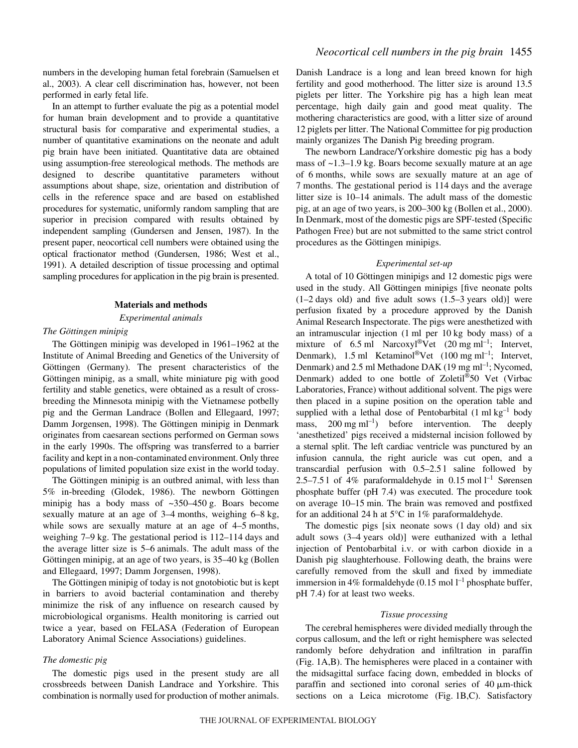numbers in the developing human fetal forebrain (Samuelsen et al., 2003). A clear cell discrimination has, however, not been performed in early fetal life.

In an attempt to further evaluate the pig as a potential model for human brain development and to provide a quantitative structural basis for comparative and experimental studies, a number of quantitative examinations on the neonate and adult pig brain have been initiated. Quantitative data are obtained using assumption-free stereological methods. The methods are designed to describe quantitative parameters without assumptions about shape, size, orientation and distribution of cells in the reference space and are based on established procedures for systematic, uniformly random sampling that are superior in precision compared with results obtained by independent sampling (Gundersen and Jensen, 1987). In the present paper, neocortical cell numbers were obtained using the optical fractionator method (Gundersen, 1986; West et al., 1991). A detailed description of tissue processing and optimal sampling procedures for application in the pig brain is presented.

## Materials and methods

### *Experimental animals*

#### *The Göttingen minipig*

The Göttingen minipig was developed in 1961–1962 at the Institute of Animal Breeding and Genetics of the University of Göttingen (Germany). The present characteristics of the Göttingen minipig, as a small, white miniature pig with good fertility and stable genetics, were obtained as a result of cross-breeding the Minnesota minipig with the Vietnamese potbelly pig and the German Landrace (Bollen and Ellegaard, 1997; Damm Jorgensen, 1998). The Göttingen minipig in Denmark originates from caesarean sections performed on German sows in the early 1990s. The offspring was transferred to a barrier facility and kept in a non-contaminated environment. Only three populations of limited population size exist in the world today.

The Göttingen minipig is an outbred animal, with less than 5% in-breeding (Glodek, 1986). The newborn Göttingen minipig has a body mass of ~350–450 g. Boars become sexually mature at an age of 3–4 months, weighing 6–8 kg, while sows are sexually mature at an age of 4–5 months, weighing 7–9 kg. The gestational period is 112–114 days and the average litter size is 5–6 animals. The adult mass of the Göttingen minipig, at an age of two years, is 35–40 kg (Bollen and Ellegaard, 1997; Damm Jorgensen, 1998).

The Göttingen minipig of today is not gnotobiotic but is kept in barriers to avoid bacterial contamination and thereby minimize the risk of any influence on research caused by microbiological organisms. Health monitoring is carried out twice a year, based on FELASA (Federation of European Laboratory Animal Science Associations) guidelines.

#### *The domestic pig*

The domestic pigs used in the present study are all crossbreeds between Danish Landrace and Yorkshire. This combination is normally used for production of mother animals. Danish Landrace is a long and lean breed known for high fertility and good motherhood. The litter size is around 13.5 piglets per litter. The Yorkshire pig has a high lean meat percentage, high daily gain and good meat quality. The mothering characteristics are good, with a litter size of around 12 piglets per litter. The National Committee for pig production mainly organizes The Danish Pig breeding program.

The newborn Landrace/Yorkshire domestic pig has a body mass of ~1.3–1.9 kg. Boars become sexually mature at an age of 6 months, while sows are sexually mature at an age of 7 months. The gestational period is 114 days and the average litter size is 10–14 animals. The adult mass of the domestic pig, at an age of two years, is 200–300 kg (Bollen et al., 2000). In Denmark, most of the domestic pigs are SPF-tested (Specific Pathogen Free) but are not submitted to the same strict control procedures as the Göttingen minipigs.

### *Experimental set-up*

A total of 10 Göttingen minipigs and 12 domestic pigs were used in the study. All Göttingen minipigs [five neonate polts (1–2 days old) and five adult sows (1.5–3 years old)] were perfusion fixated by a procedure approved by the Danish Animal Research Inspectorate. The pigs were anesthetized with an intramuscular injection (1 ml per 10 kg body mass) of a mixture of 6.5 ml Narcoxyl®Vet (20 mg ml$^{-1}$; Intervet, Denmark), 1.5 ml Ketaminol®Vet (100 mg ml$^{-1}$; Intervet, Denmark) and 2.5 ml Methadone DAK (19 mg ml$^{-1}$; Nycomed, Denmark) added to one bottle of Zoletil®50 Vet (Virbac Laboratories, France) without additional solvent. The pigs were then placed in a supine position on the operation table and supplied with a lethal dose of Pentobarbital (1 ml kg$^{-1}$ body mass, 200 mg ml$^{-1}$) before intervention. The deeply 'anesthetized' pigs received a midsternal incision followed by a sternal split. The left cardiac ventricle was punctured by an infusion cannula, the right auricle was cut open, and a transcardial perfusion with 0.5–2.5 l saline followed by 2.5–7.5 l of 4% paraformaldehyde in 0.15 mol l$^{-1}$ Sørensen phosphate buffer (pH 7.4) was executed. The procedure took on average 10–15 min. The brain was removed and postfixed for an additional 24 h at 5°C in 1% paraformaldehyde.

The domestic pigs [six neonate sows (1 day old) and six adult sows (3–4 years old)] were euthanized with a lethal injection of Pentobarbital i.v. or with carbon dioxide in a Danish pig slaughterhouse. Following death, the brains were carefully removed from the skull and fixed by immediate immersion in 4% formaldehyde (0.15 mol l$^{-1}$ phosphate buffer, pH 7.4) for at least two weeks.

### *Tissue processing*

The cerebral hemispheres were divided medially through the corpus callosum, and the left or right hemisphere was selected randomly before dehydration and infiltration in paraffin (Fig. 1A,B). The hemispheres were placed in a container with the midsagittal surface facing down, embedded in blocks of paraffin and sectioned into coronal series of 40 μm-thick sections on a Leica microtome (Fig. 1B,C). Satisfactory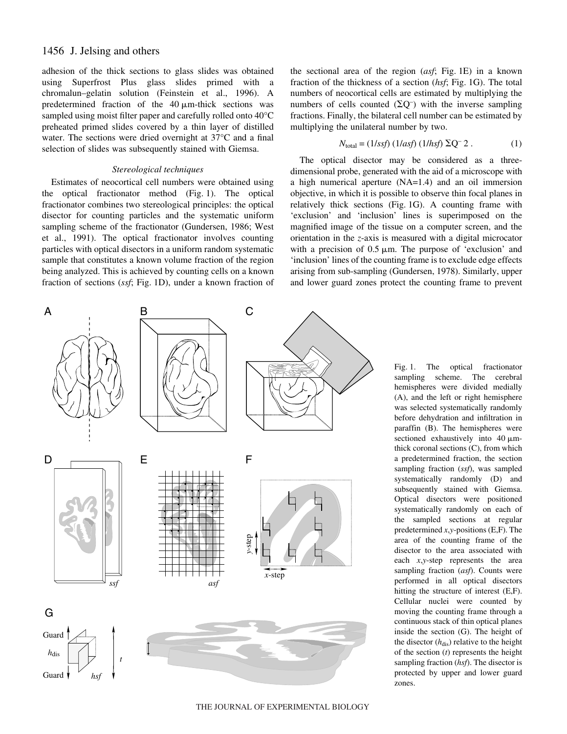adhesion of the thick sections to glass slides was obtained using Superfrost Plus glass slides primed with a chromalun–gelatin solution (Feinstein et al., 1996). A predetermined fraction of the 40 μm-thick sections was sampled using moist filter paper and carefully rolled onto 40°C preheated primed slides covered by a thin layer of distilled water. The sections were dried overnight at 37°C and a final selection of slides was subsequently stained with Giemsa.

### *Stereological techniques*

Estimates of neocortical cell numbers were obtained using the optical fractionator method (Fig. 1). The optical fractionator combines two stereological principles: the optical disector for counting particles and the systematic uniform sampling scheme of the fractionator (Gundersen, 1986; West et al., 1991). The optical fractionator involves counting particles with optical disectors in a uniform random systematic sample that constitutes a known volume fraction of the region being analyzed. This is achieved by counting cells on a known fraction of sections (*ssf*; Fig. 1D), under a known fraction of the sectional area of the region (*asf*; Fig. 1E) in a known fraction of the thickness of a section (*hsf*; Fig. 1G). The total numbers of neocortical cells are estimated by multiplying the numbers of cells counted ($\Sigma Q^-$) with the inverse sampling fractions. Finally, the bilateral cell number can be estimated by multiplying the unilateral number by two.

$$N_{\text{total}} = (1/ssf)\ (1/asf)\ (1/hsf)\ \Sigma Q^-\ 2\ . \tag{1}$$

The optical disector may be considered as a three-dimensional probe, generated with the aid of a microscope with a high numerical aperture (NA=1.4) and an oil immersion objective, in which it is possible to observe thin focal planes in relatively thick sections (Fig. 1G). A counting frame with 'exclusion' and 'inclusion' lines is superimposed on the magnified image of the tissue on a computer screen, and the orientation in the *z*-axis is measured with a digital microcator with a precision of 0.5 μm. The purpose of 'exclusion' and 'inclusion' lines of the counting frame is to exclude edge effects arising from sub-sampling (Gundersen, 1978). Similarly, upper and lower guard zones protect the counting frame to prevent

Fig. 1. The optical fractionator sampling scheme. The cerebral hemispheres were divided medially (A), and the left or right hemisphere was selected systematically randomly before dehydration and infiltration in paraffin (B). The hemispheres were sectioned exhaustively into 40 μm-thick coronal sections (C), from which a predetermined fraction, the section sampling fraction (*ssf*), was sampled systematically randomly (D) and subsequently stained with Giemsa. Optical disectors were positioned systematically randomly on each of the sampled sections at regular predetermined *x*,*y*-positions (E,F). The area of the counting frame of the disector to the area associated with each *x*,*y*-step represents the area sampling fraction (*asf*). Counts were performed in all optical disectors hitting the structure of interest (E,F). Cellular nuclei were counted by moving the counting frame through a continuous stack of thin optical planes inside the section (G). The height of the disector ($h_{\text{dis}}$) relative to the height of the section ($t$) represents the height sampling fraction (*hsf*). The disector is protected by upper and lower guard zones.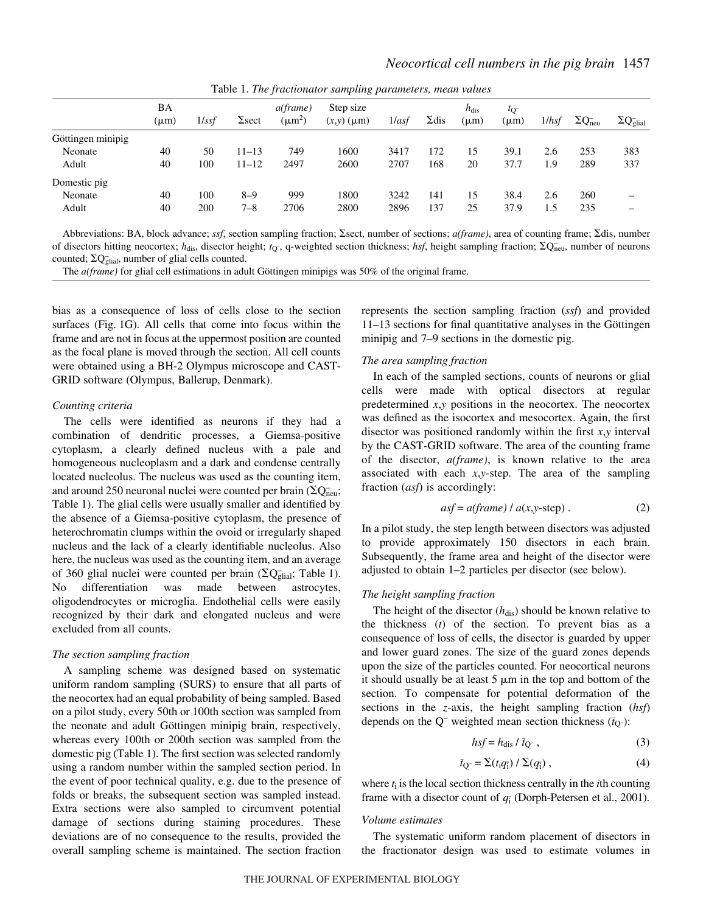Table 1. *The fractionator sampling parameters, mean values*

| | BA (µm) | 1/*ssf* | Σsect | *a(frame)* (µm²) | Step size (*x*,*y*) (µm) | 1/*asf* | Σdis | $h_{dis}$ (µm) | $t_{Q^-}$ (µm) | 1/*hsf* | $\Sigma Q^-_{neu}$ | $\Sigma Q^-_{glial}$ |
|---|---|---|---|---|---|---|---|---|---|---|---|---|
| Göttingen minipig | | | | | | | | | | | | |
| Neonate | 40 | 50 | 11–13 | 749 | 1600 | 3417 | 172 | 15 | 39.1 | 2.6 | 253 | 383 |
| Adult | 40 | 100 | 11–12 | 2497 | 2600 | 2707 | 168 | 20 | 37.7 | 1.9 | 289 | 337 |
| Domestic pig | | | | | | | | | | | | |
| Neonate | 40 | 100 | 8–9 | 999 | 1800 | 3242 | 141 | 15 | 38.4 | 2.6 | 260 | – |
| Adult | 40 | 200 | 7–8 | 2706 | 2800 | 2896 | 137 | 25 | 37.9 | 1.5 | 235 | – |

Abbreviations: BA, block advance; *ssf*, section sampling fraction; Σsect, number of sections; *a(frame)*, area of counting frame; Σdis, number of disectors hitting neocortex; $h_{dis}$, disector height; $t_{Q^-}$, q-weighted section thickness; *hsf*, height sampling fraction; $\Sigma Q^-_{neu}$, number of neurons counted; $\Sigma Q^-_{glial}$, number of glial cells counted.

The *a(frame)* for glial cell estimations in adult Göttingen minipigs was 50% of the original frame.

bias as a consequence of loss of cells close to the section surfaces (Fig. 1G). All cells that come into focus within the frame and are not in focus at the uppermost position are counted as the focal plane is moved through the section. All cell counts were obtained using a BH-2 Olympus microscope and CAST-GRID software (Olympus, Ballerup, Denmark).

### *Counting criteria*

The cells were identified as neurons if they had a combination of dendritic processes, a Giemsa-positive cytoplasm, a clearly defined nucleus with a pale and homogeneous nucleoplasm and a dark and condense centrally located nucleolus. The nucleus was used as the counting item, and around 250 neuronal nuclei were counted per brain ($\Sigma Q^-_{neu}$; Table 1). The glial cells were usually smaller and identified by the absence of a Giemsa-positive cytoplasm, the presence of heterochromatin clumps within the ovoid or irregularly shaped nucleus and the lack of a clearly identifiable nucleolus. Also here, the nucleus was used as the counting item, and an average of 360 glial nuclei were counted per brain ($\Sigma Q^-_{glial}$; Table 1). No differentiation was made between astrocytes, oligodendrocytes or microglia. Endothelial cells were easily recognized by their dark and elongated nucleus and were excluded from all counts.

### *The section sampling fraction*

A sampling scheme was designed based on systematic uniform random sampling (SURS) to ensure that all parts of the neocortex had an equal probability of being sampled. Based on a pilot study, every 50th or 100th section was sampled from the neonate and adult Göttingen minipig brain, respectively, whereas every 100th or 200th section was sampled from the domestic pig (Table 1). The first section was selected randomly using a random number within the sampled section period. In the event of poor technical quality, e.g. due to the presence of folds or breaks, the subsequent section was sampled instead. Extra sections were also sampled to circumvent potential damage of sections during staining procedures. These deviations are of no consequence to the results, provided the overall sampling scheme is maintained. The section fraction represents the section sampling fraction (*ssf*) and provided 11–13 sections for final quantitative analyses in the Göttingen minipig and 7–9 sections in the domestic pig.

### *The area sampling fraction*

In each of the sampled sections, counts of neurons or glial cells were made with optical disectors at regular predetermined *x*,*y* positions in the neocortex. The neocortex was defined as the isocortex and mesocortex. Again, the first disector was positioned randomly within the first *x*,*y* interval by the CAST-GRID software. The area of the counting frame of the disector, *a(frame)*, is known relative to the area associated with each *x*,*y*-step. The area of the sampling fraction (*asf*) is accordingly:

$$asf = a(frame) \,/\, a(x,y\text{-step}) \,. \qquad (2)$$

In a pilot study, the step length between disectors was adjusted to provide approximately 150 disectors in each brain. Subsequently, the frame area and height of the disector were adjusted to obtain 1–2 particles per disector (see below).

### *The height sampling fraction*

The height of the disector ($h_{dis}$) should be known relative to the thickness ($t$) of the section. To prevent bias as a consequence of loss of cells, the disector is guarded by upper and lower guard zones. The size of the guard zones depends upon the size of the particles counted. For neocortical neurons it should usually be at least 5 µm in the top and bottom of the section. To compensate for potential deformation of the sections in the *z*-axis, the height sampling fraction (*hsf*) depends on the $Q^-$ weighted mean section thickness ($\bar{t}_{Q^-}$):

$$hsf = h_{dis} \,/\, \bar{t}_{Q^-} \,, \qquad (3)$$

$$\bar{t}_{Q^-} = \Sigma(t_i q^-_i) \,/\, \Sigma(q^-_i) \,, \qquad (4)$$

where $t_i$ is the local section thickness centrally in the *i*th counting frame with a disector count of $q^-_i$ (Dorph-Petersen et al., 2001).

### *Volume estimates*

The systematic uniform random placement of disectors in the fractionator design was used to estimate volumes in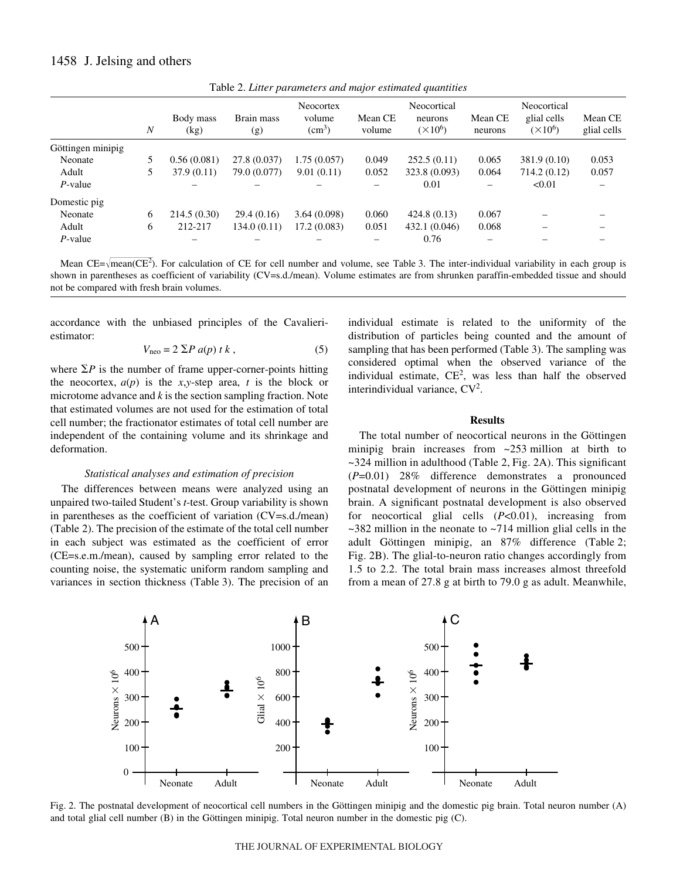Table 2. *Litter parameters and major estimated quantities*

| | $N$ | Body mass (kg) | Brain mass (g) | Neocortex volume (cm$^3$) | Mean CE volume | Neocortical neurons ($\times10^6$) | Mean CE neurons | Neocortical glial cells ($\times10^6$) | Mean CE glial cells |
|---|---|---|---|---|---|---|---|---|---|
| Göttingen minipig | | | | | | | | | |
| Neonate | 5 | 0.56 (0.081) | 27.8 (0.037) | 1.75 (0.057) | 0.049 | 252.5 (0.11) | 0.065 | 381.9 (0.10) | 0.053 |
| Adult | 5 | 37.9 (0.11) | 79.0 (0.077) | 9.01 (0.11) | 0.052 | 323.8 (0.093) | 0.064 | 714.2 (0.12) | 0.057 |
| $P$-value | | – | – | – | – | 0.01 | – | <0.01 | – |
| Domestic pig | | | | | | | | | |
| Neonate | 6 | 214.5 (0.30) | 29.4 (0.16) | 3.64 (0.098) | 0.060 | 424.8 (0.13) | 0.067 | – | – |
| Adult | 6 | 212-217 | 134.0 (0.11) | 17.2 (0.083) | 0.051 | 432.1 (0.046) | 0.068 | – | – |
| $P$-value | | – | – | – | – | 0.76 | – | – | – |

Mean CE=$\sqrt{\text{mean}(\text{CE}^2)}$. For calculation of CE for cell number and volume, see Table 3. The inter-individual variability in each group is shown in parentheses as coefficient of variability (CV=s.d./mean). Volume estimates are from shrunken paraffin-embedded tissue and should not be compared with fresh brain volumes.

accordance with the unbiased principles of the Cavalieri-estimator:

$$V_{\text{neo}} = 2\,\Sigma P\,a(p)\,t\,k\,, \tag{5}$$

where $\Sigma P$ is the number of frame upper-corner-points hitting the neocortex, $a(p)$ is the $x,y$-step area, $t$ is the block or microtome advance and $k$ is the section sampling fraction. Note that estimated volumes are not used for the estimation of total cell number; the fractionator estimates of total cell number are independent of the containing volume and its shrinkage and deformation.

### *Statistical analyses and estimation of precision*

The differences between means were analyzed using an unpaired two-tailed Student's $t$-test. Group variability is shown in parentheses as the coefficient of variation (CV=s.d./mean) (Table 2). The precision of the estimate of the total cell number in each subject was estimated as the coefficient of error (CE=s.e.m./mean), caused by sampling error related to the counting noise, the systematic uniform random sampling and variances in section thickness (Table 3). The precision of an individual estimate is related to the uniformity of the distribution of particles being counted and the amount of sampling that has been performed (Table 3). The sampling was considered optimal when the observed variance of the individual estimate, CE$^2$, was less than half the observed interindividual variance, CV$^2$.

## Results

The total number of neocortical neurons in the Göttingen minipig brain increases from ~253 million at birth to ~324 million in adulthood (Table 2, Fig. 2A). This significant ($P$=0.01) 28% difference demonstrates a pronounced postnatal development of neurons in the Göttingen minipig brain. A significant postnatal development is also observed for neocortical glial cells ($P$<0.01), increasing from ~382 million in the neonate to ~714 million glial cells in the adult Göttingen minipig, an 87% difference (Table 2; Fig. 2B). The glial-to-neuron ratio changes accordingly from 1.5 to 2.2. The total brain mass increases almost threefold from a mean of 27.8 g at birth to 79.0 g as adult. Meanwhile,

Fig. 2. The postnatal development of neocortical cell numbers in the Göttingen minipig and the domestic pig brain. Total neuron number (A) and total glial cell number (B) in the Göttingen minipig. Total neuron number in the domestic pig (C).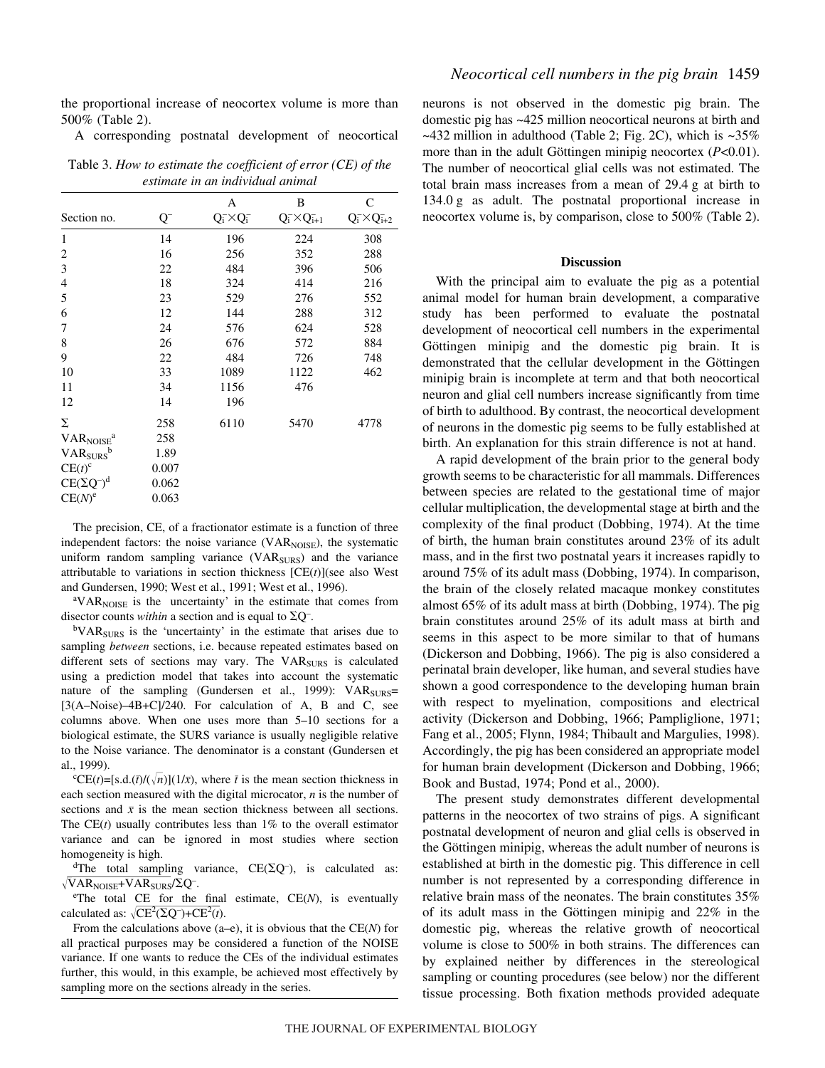the proportional increase of neocortex volume is more than 500% (Table 2).

A corresponding postnatal development of neocortical neurons is not observed in the domestic pig brain. The domestic pig has ~425 million neocortical neurons at birth and ~432 million in adulthood (Table 2; Fig. 2C), which is ~35% more than in the adult Göttingen minipig neocortex ($P<0.01$). The number of neocortical glial cells was not estimated. The total brain mass increases from a mean of 29.4 g at birth to 134.0 g as adult. The postnatal proportional increase in neocortex volume is, by comparison, close to 500% (Table 2).

Table 3. *How to estimate the coefficient of error (CE) of the estimate in an individual animal*

| Section no. | $Q^-$ | A $Q_i^- \times Q_i^-$ | B $Q_i^- \times Q_{i+1}^-$ | C $Q_i^- \times Q_{i+2}^-$ |
|---|---|---|---|---|
| 1 | 14 | 196 | 224 | 308 |
| 2 | 16 | 256 | 352 | 288 |
| 3 | 22 | 484 | 396 | 506 |
| 4 | 18 | 324 | 414 | 216 |
| 5 | 23 | 529 | 276 | 552 |
| 6 | 12 | 144 | 288 | 312 |
| 7 | 24 | 576 | 624 | 528 |
| 8 | 26 | 676 | 572 | 884 |
| 9 | 22 | 484 | 726 | 748 |
| 10 | 33 | 1089 | 1122 | 462 |
| 11 | 34 | 1156 | 476 | |
| 12 | 14 | 196 | | |
| Σ | 258 | 6110 | 5470 | 4778 |
| $VAR_{NOISE}$[a] | 258 | | | |
| $VAR_{SURS}$[b] | 1.89 | | | |
| $CE(t)$[c] | 0.007 | | | |
| $CE(\Sigma Q^-)$[d] | 0.062 | | | |
| $CE(N)$[e] | 0.063 | | | |

The precision, CE, of a fractionator estimate is a function of three independent factors: the noise variance ($VAR_{NOISE}$), the systematic uniform random sampling variance ($VAR_{SURS}$) and the variance attributable to variations in section thickness [$CE(t)$](see also West and Gundersen, 1990; West et al., 1991; West et al., 1996).

[a]$VAR_{NOISE}$ is the uncertainty' in the estimate that comes from disector counts *within* a section and is equal to $\Sigma Q^-$.

[b]$VAR_{SURS}$ is the 'uncertainty' in the estimate that arises due to sampling *between* sections, i.e. because repeated estimates based on different sets of sections may vary. The $VAR_{SURS}$ is calculated using a prediction model that takes into account the systematic nature of the sampling (Gundersen et al., 1999): $VAR_{SURS}$= [3(A–Noise)–4B+C]/240. For calculation of A, B and C, see columns above. When one uses more than 5–10 sections for a biological estimate, the SURS variance is usually negligible relative to the Noise variance. The denominator is a constant (Gundersen et al., 1999).

[c]$CE(t)=[s.d.(\bar{t})/(\sqrt{n})](1/\bar{x})$, where $\bar{t}$ is the mean section thickness in each section measured with the digital microcator, $n$ is the number of sections and $\bar{x}$ is the mean section thickness between all sections. The $CE(t)$ usually contributes less than 1% to the overall estimator variance and can be ignored in most studies where section homogeneity is high.

[d]The total sampling variance, $CE(\Sigma Q^-)$, is calculated as: $\sqrt{VAR_{NOISE}+VAR_{SURS}}/\Sigma Q^-$.

[e]The total CE for the final estimate, $CE(N)$, is eventually calculated as: $\sqrt{CE^2(\Sigma Q^-)+CE^2(t)}$.

From the calculations above (a–e), it is obvious that the $CE(N)$ for all practical purposes may be considered a function of the NOISE variance. If one wants to reduce the CEs of the individual estimates further, this would, in this example, be achieved most effectively by sampling more on the sections already in the series.

## Discussion

With the principal aim to evaluate the pig as a potential animal model for human brain development, a comparative study has been performed to evaluate the postnatal development of neocortical cell numbers in the experimental Göttingen minipig and the domestic pig brain. It is demonstrated that the cellular development in the Göttingen minipig brain is incomplete at term and that both neocortical neuron and glial cell numbers increase significantly from time of birth to adulthood. By contrast, the neocortical development of neurons in the domestic pig seems to be fully established at birth. An explanation for this strain difference is not at hand.

A rapid development of the brain prior to the general body growth seems to be characteristic for all mammals. Differences between species are related to the gestational time of major cellular multiplication, the developmental stage at birth and the complexity of the final product (Dobbing, 1974). At the time of birth, the human brain constitutes around 23% of its adult mass, and in the first two postnatal years it increases rapidly to around 75% of its adult mass (Dobbing, 1974). In comparison, the brain of the closely related macaque monkey constitutes almost 65% of its adult mass at birth (Dobbing, 1974). The pig brain constitutes around 25% of its adult mass at birth and seems in this aspect to be more similar to that of humans (Dickerson and Dobbing, 1966). The pig is also considered a perinatal brain developer, like human, and several studies have shown a good correspondence to the developing human brain with respect to myelination, compositions and electrical activity (Dickerson and Dobbing, 1966; Pampiglione, 1971; Fang et al., 2005; Flynn, 1984; Thibault and Margulies, 1998). Accordingly, the pig has been considered an appropriate model for human brain development (Dickerson and Dobbing, 1966; Book and Bustad, 1974; Pond et al., 2000).

The present study demonstrates different developmental patterns in the neocortex of two strains of pigs. A significant postnatal development of neuron and glial cells is observed in the Göttingen minipig, whereas the adult number of neurons is established at birth in the domestic pig. This difference in cell number is not represented by a corresponding difference in relative brain mass of the neonates. The brain constitutes 35% of its adult mass in the Göttingen minipig and 22% in the domestic pig, whereas the relative growth of neocortical volume is close to 500% in both strains. The differences can by explained neither by differences in the stereological sampling or counting procedures (see below) nor the different tissue processing. Both fixation methods provided adequate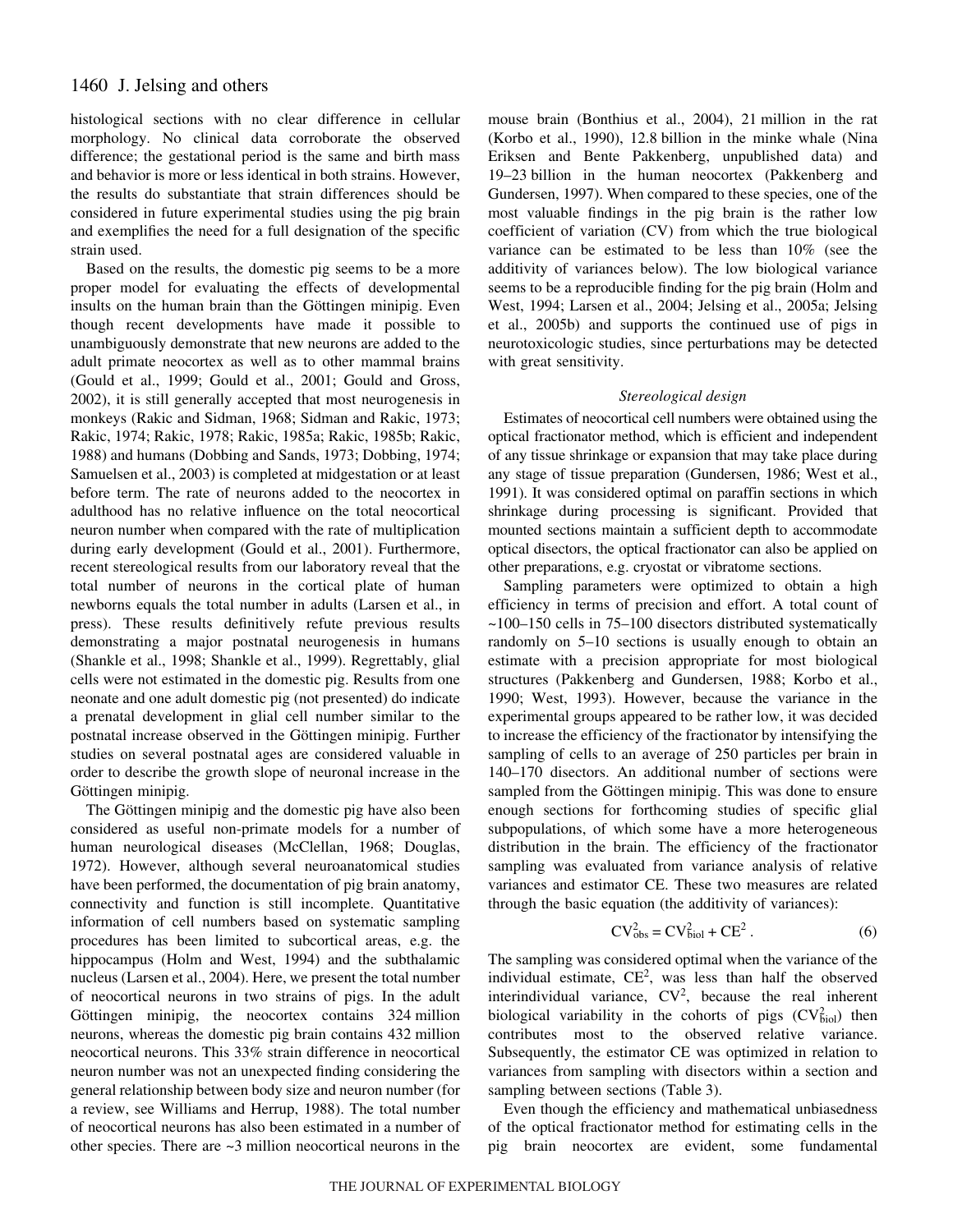histological sections with no clear difference in cellular morphology. No clinical data corroborate the observed difference; the gestational period is the same and birth mass and behavior is more or less identical in both strains. However, the results do substantiate that strain differences should be considered in future experimental studies using the pig brain and exemplifies the need for a full designation of the specific strain used.

Based on the results, the domestic pig seems to be a more proper model for evaluating the effects of developmental insults on the human brain than the Göttingen minipig. Even though recent developments have made it possible to unambiguously demonstrate that new neurons are added to the adult primate neocortex as well as to other mammal brains (Gould et al., 1999; Gould et al., 2001; Gould and Gross, 2002), it is still generally accepted that most neurogenesis in monkeys (Rakic and Sidman, 1968; Sidman and Rakic, 1973; Rakic, 1974; Rakic, 1978; Rakic, 1985a; Rakic, 1985b; Rakic, 1988) and humans (Dobbing and Sands, 1973; Dobbing, 1974; Samuelsen et al., 2003) is completed at midgestation or at least before term. The rate of neurons added to the neocortex in adulthood has no relative influence on the total neocortical neuron number when compared with the rate of multiplication during early development (Gould et al., 2001). Furthermore, recent stereological results from our laboratory reveal that the total number of neurons in the cortical plate of human newborns equals the total number in adults (Larsen et al., in press). These results definitively refute previous results demonstrating a major postnatal neurogenesis in humans (Shankle et al., 1998; Shankle et al., 1999). Regrettably, glial cells were not estimated in the domestic pig. Results from one neonate and one adult domestic pig (not presented) do indicate a prenatal development in glial cell number similar to the postnatal increase observed in the Göttingen minipig. Further studies on several postnatal ages are considered valuable in order to describe the growth slope of neuronal increase in the Göttingen minipig.

The Göttingen minipig and the domestic pig have also been considered as useful non-primate models for a number of human neurological diseases (McClellan, 1968; Douglas, 1972). However, although several neuroanatomical studies have been performed, the documentation of pig brain anatomy, connectivity and function is still incomplete. Quantitative information of cell numbers based on systematic sampling procedures has been limited to subcortical areas, e.g. the hippocampus (Holm and West, 1994) and the subthalamic nucleus (Larsen et al., 2004). Here, we present the total number of neocortical neurons in two strains of pigs. In the adult Göttingen minipig, the neocortex contains 324 million neurons, whereas the domestic pig brain contains 432 million neocortical neurons. This 33% strain difference in neocortical neuron number was not an unexpected finding considering the general relationship between body size and neuron number (for a review, see Williams and Herrup, 1988). The total number of neocortical neurons has also been estimated in a number of other species. There are ~3 million neocortical neurons in the mouse brain (Bonthius et al., 2004), 21 million in the rat (Korbo et al., 1990), 12.8 billion in the minke whale (Nina Eriksen and Bente Pakkenberg, unpublished data) and 19–23 billion in the human neocortex (Pakkenberg and Gundersen, 1997). When compared to these species, one of the most valuable findings in the pig brain is the rather low coefficient of variation (CV) from which the true biological variance can be estimated to be less than 10% (see the additivity of variances below). The low biological variance seems to be a reproducible finding for the pig brain (Holm and West, 1994; Larsen et al., 2004; Jelsing et al., 2005a; Jelsing et al., 2005b) and supports the continued use of pigs in neurotoxicologic studies, since perturbations may be detected with great sensitivity.

### *Stereological design*

Estimates of neocortical cell numbers were obtained using the optical fractionator method, which is efficient and independent of any tissue shrinkage or expansion that may take place during any stage of tissue preparation (Gundersen, 1986; West et al., 1991). It was considered optimal on paraffin sections in which shrinkage during processing is significant. Provided that mounted sections maintain a sufficient depth to accommodate optical disectors, the optical fractionator can also be applied on other preparations, e.g. cryostat or vibratome sections.

Sampling parameters were optimized to obtain a high efficiency in terms of precision and effort. A total count of ~100–150 cells in 75–100 disectors distributed systematically randomly on 5–10 sections is usually enough to obtain an estimate with a precision appropriate for most biological structures (Pakkenberg and Gundersen, 1988; Korbo et al., 1990; West, 1993). However, because the variance in the experimental groups appeared to be rather low, it was decided to increase the efficiency of the fractionator by intensifying the sampling of cells to an average of 250 particles per brain in 140–170 disectors. An additional number of sections were sampled from the Göttingen minipig. This was done to ensure enough sections for forthcoming studies of specific glial subpopulations, of which some have a more heterogeneous distribution in the brain. The efficiency of the fractionator sampling was evaluated from variance analysis of relative variances and estimator CE. These two measures are related through the basic equation (the additivity of variances):

$$\mathrm{CV}^2_{\mathrm{obs}} = \mathrm{CV}^2_{\mathrm{biol}} + \mathrm{CE}^2\,. \qquad (6)$$

The sampling was considered optimal when the variance of the individual estimate, $\mathrm{CE}^2$, was less than half the observed interindividual variance, $\mathrm{CV}^2$, because the real inherent biological variability in the cohorts of pigs ($\mathrm{CV}^2_{\mathrm{biol}}$) then contributes most to the observed relative variance. Subsequently, the estimator CE was optimized in relation to variances from sampling with disectors within a section and sampling between sections (Table 3).

Even though the efficiency and mathematical unbiasedness of the optical fractionator method for estimating cells in the pig brain neocortex are evident, some fundamental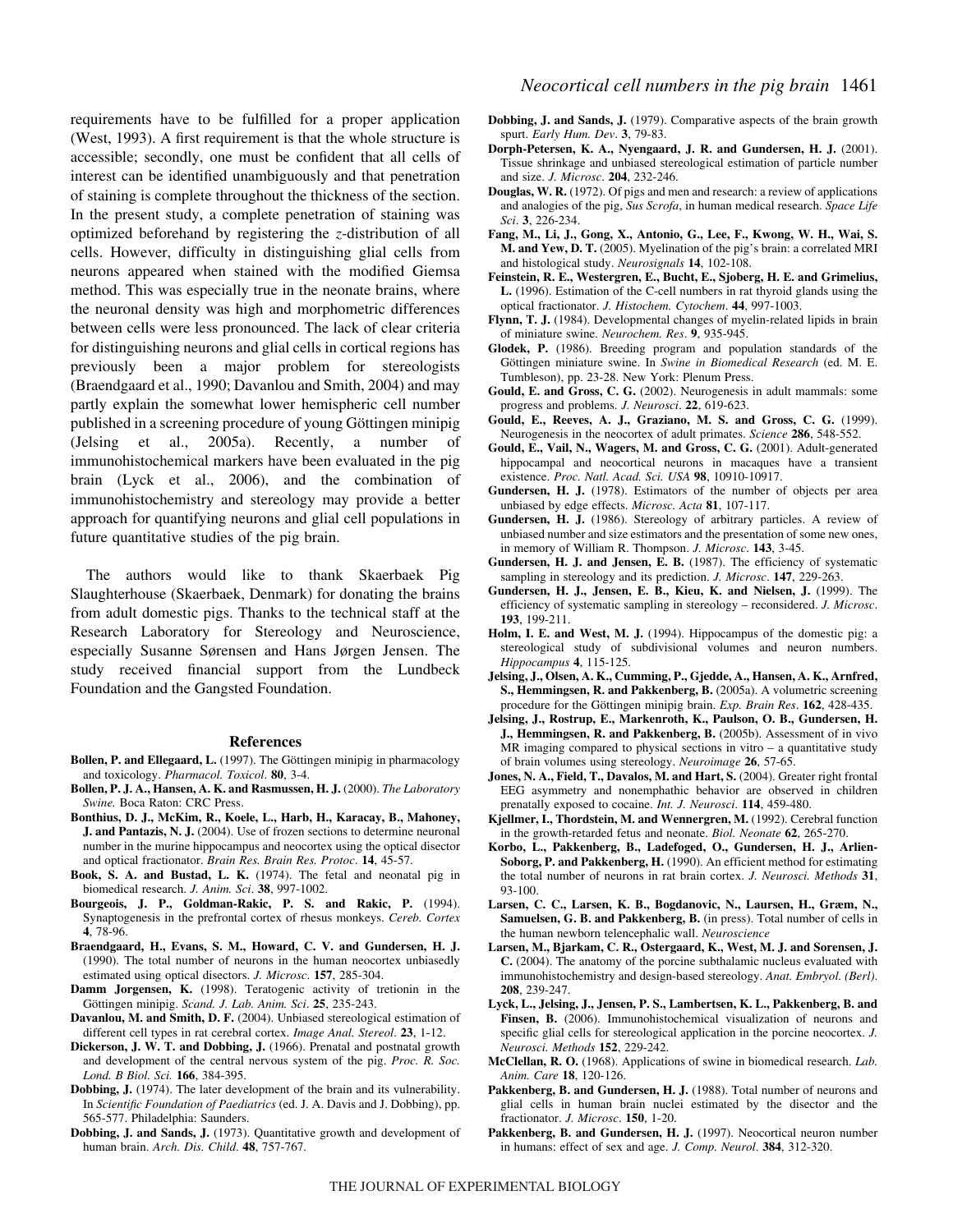requirements have to be fulfilled for a proper application (West, 1993). A first requirement is that the whole structure is accessible; secondly, one must be confident that all cells of interest can be identified unambiguously and that penetration of staining is complete throughout the thickness of the section. In the present study, a complete penetration of staining was optimized beforehand by registering the $z$-distribution of all cells. However, difficulty in distinguishing glial cells from neurons appeared when stained with the modified Giemsa method. This was especially true in the neonate brains, where the neuronal density was high and morphometric differences between cells were less pronounced. The lack of clear criteria for distinguishing neurons and glial cells in cortical regions has previously been a major problem for stereologists (Braendgaard et al., 1990; Davanlou and Smith, 2004) and may partly explain the somewhat lower hemispheric cell number published in a screening procedure of young Göttingen minipig (Jelsing et al., 2005a). Recently, a number of immunohistochemical markers have been evaluated in the pig brain (Lyck et al., 2006), and the combination of immunohistochemistry and stereology may provide a better approach for quantifying neurons and glial cell populations in future quantitative studies of the pig brain.

The authors would like to thank Skaerbaek Pig Slaughterhouse (Skaerbaek, Denmark) for donating the brains from adult domestic pigs. Thanks to the technical staff at the Research Laboratory for Stereology and Neuroscience, especially Susanne Sørensen and Hans Jørgen Jensen. The study received financial support from the Lundbeck Foundation and the Gangsted Foundation.

## References

**Bollen, P. and Ellegaard, L.** (1997). The Göttingen minipig in pharmacology and toxicology. *Pharmacol. Toxicol*. **80**, 3-4.

**Bollen, P. J. A., Hansen, A. K. and Rasmussen, H. J.** (2000). *The Laboratory Swine.* Boca Raton: CRC Press.

**Bonthius, D. J., McKim, R., Koele, L., Harb, H., Karacay, B., Mahoney, J. and Pantazis, N. J.** (2004). Use of frozen sections to determine neuronal number in the murine hippocampus and neocortex using the optical disector and optical fractionator. *Brain Res. Brain Res. Protoc*. **14**, 45-57.

**Book, S. A. and Bustad, L. K.** (1974). The fetal and neonatal pig in biomedical research. *J. Anim. Sci*. **38**, 997-1002.

**Bourgeois, J. P., Goldman-Rakic, P. S. and Rakic, P.** (1994). Synaptogenesis in the prefrontal cortex of rhesus monkeys. *Cereb. Cortex* **4**, 78-96.

**Braendgaard, H., Evans, S. M., Howard, C. V. and Gundersen, H. J.** (1990). The total number of neurons in the human neocortex unbiasedly estimated using optical disectors. *J. Microsc*. **157**, 285-304.

**Damm Jorgensen, K.** (1998). Teratogenic activity of tretionin in the Göttingen minipig. *Scand. J. Lab. Anim. Sci*. **25**, 235-243.

**Davanlou, M. and Smith, D. F.** (2004). Unbiased stereological estimation of different cell types in rat cerebral cortex. *Image Anal. Stereol*. **23**, 1-12.

**Dickerson, J. W. T. and Dobbing, J.** (1966). Prenatal and postnatal growth and development of the central nervous system of the pig. *Proc. R. Soc. Lond. B Biol. Sci.* **166**, 384-395.

**Dobbing, J.** (1974). The later development of the brain and its vulnerability. In *Scientific Foundation of Paediatrics* (ed. J. A. Davis and J. Dobbing), pp. 565-577. Philadelphia: Saunders.

**Dobbing, J. and Sands, J.** (1973). Quantitative growth and development of human brain. *Arch. Dis. Child*. **48**, 757-767.

**Dobbing, J. and Sands, J.** (1979). Comparative aspects of the brain growth spurt. *Early Hum. Dev*. **3**, 79-83.

**Dorph-Petersen, K. A., Nyengaard, J. R. and Gundersen, H. J.** (2001). Tissue shrinkage and unbiased stereological estimation of particle number and size. *J. Microsc*. **204**, 232-246.

**Douglas, W. R.** (1972). Of pigs and men and research: a review of applications and analogies of the pig, *Sus Scrofa*, in human medical research. *Space Life Sci*. **3**, 226-234.

**Fang, M., Li, J., Gong, X., Antonio, G., Lee, F., Kwong, W. H., Wai, S. M. and Yew, D. T.** (2005). Myelination of the pig's brain: a correlated MRI and histological study. *Neurosignals* **14**, 102-108.

**Feinstein, R. E., Westergren, E., Bucht, E., Sjoberg, H. E. and Grimelius, L.** (1996). Estimation of the C-cell numbers in rat thyroid glands using the optical fractionator. *J. Histochem. Cytochem*. **44**, 997-1003.

**Flynn, T. J.** (1984). Developmental changes of myelin-related lipids in brain of miniature swine. *Neurochem. Res*. **9**, 935-945.

**Glodek, P.** (1986). Breeding program and population standards of the Göttingen miniature swine. In *Swine in Biomedical Research* (ed. M. E. Tumbleson), pp. 23-28. New York: Plenum Press.

**Gould, E. and Gross, C. G.** (2002). Neurogenesis in adult mammals: some progress and problems. *J. Neurosci*. **22**, 619-623.

**Gould, E., Reeves, A. J., Graziano, M. S. and Gross, C. G.** (1999). Neurogenesis in the neocortex of adult primates. *Science* **286**, 548-552.

**Gould, E., Vail, N., Wagers, M. and Gross, C. G.** (2001). Adult-generated hippocampal and neocortical neurons in macaques have a transient existence. *Proc. Natl. Acad. Sci. USA* **98**, 10910-10917.

**Gundersen, H. J.** (1978). Estimators of the number of objects per area unbiased by edge effects. *Microsc. Acta* **81**, 107-117.

**Gundersen, H. J.** (1986). Stereology of arbitrary particles. A review of unbiased number and size estimators and the presentation of some new ones, in memory of William R. Thompson. *J. Microsc*. **143**, 3-45.

**Gundersen, H. J. and Jensen, E. B.** (1987). The efficiency of systematic sampling in stereology and its prediction. *J. Microsc*. **147**, 229-263.

**Gundersen, H. J., Jensen, E. B., Kieu, K. and Nielsen, J.** (1999). The efficiency of systematic sampling in stereology – reconsidered. *J. Microsc*. **193**, 199-211.

**Holm, I. E. and West, M. J.** (1994). Hippocampus of the domestic pig: a stereological study of subdivisional volumes and neuron numbers. *Hippocampus* **4**, 115-125.

**Jelsing, J., Olsen, A. K., Cumming, P., Gjedde, A., Hansen, A. K., Arnfred, S., Hemmingsen, R. and Pakkenberg, B.** (2005a). A volumetric screening procedure for the Göttingen minipig brain. *Exp. Brain Res*. **162**, 428-435.

**Jelsing, J., Rostrup, E., Markenroth, K., Paulson, O. B., Gundersen, H. J., Hemmingsen, R. and Pakkenberg, B.** (2005b). Assessment of in vivo MR imaging compared to physical sections in vitro – a quantitative study of brain volumes using stereology. *Neuroimage* **26**, 57-65.

**Jones, N. A., Field, T., Davalos, M. and Hart, S.** (2004). Greater right frontal EEG asymmetry and nonemphathic behavior are observed in children prenatally exposed to cocaine. *Int. J. Neurosci*. **114**, 459-480.

**Kjellmer, I., Thordstein, M. and Wennergren, M.** (1992). Cerebral function in the growth-retarded fetus and neonate. *Biol. Neonate* **62**, 265-270.

**Korbo, L., Pakkenberg, B., Ladefoged, O., Gundersen, H. J., Arlien-Soborg, P. and Pakkenberg, H.** (1990). An efficient method for estimating the total number of neurons in rat brain cortex. *J. Neurosci. Methods* **31**, 93-100.

**Larsen, C. C., Larsen, K. B., Bogdanovic, N., Laursen, H., Græm, N., Samuelsen, G. B. and Pakkenberg, B.** (in press). Total number of cells in the human newborn telencephalic wall. *Neuroscience*

**Larsen, M., Bjarkam, C. R., Ostergaard, K., West, M. J. and Sorensen, J. C.** (2004). The anatomy of the porcine subthalamic nucleus evaluated with immunohistochemistry and design-based stereology. *Anat. Embryol. (Berl)*. **208**, 239-247.

**Lyck, L., Jelsing, J., Jensen, P. S., Lambertsen, K. L., Pakkenberg, B. and Finsen, B.** (2006). Immunohistochemical visualization of neurons and specific glial cells for stereological application in the porcine neocortex. *J. Neurosci. Methods* **152**, 229-242.

**McClellan, R. O.** (1968). Applications of swine in biomedical research. *Lab. Anim. Care* **18**, 120-126.

**Pakkenberg, B. and Gundersen, H. J.** (1988). Total number of neurons and glial cells in human brain nuclei estimated by the disector and the fractionator. *J. Microsc*. **150**, 1-20.

**Pakkenberg, B. and Gundersen, H. J.** (1997). Neocortical neuron number in humans: effect of sex and age. *J. Comp. Neurol*. **384**, 312-320.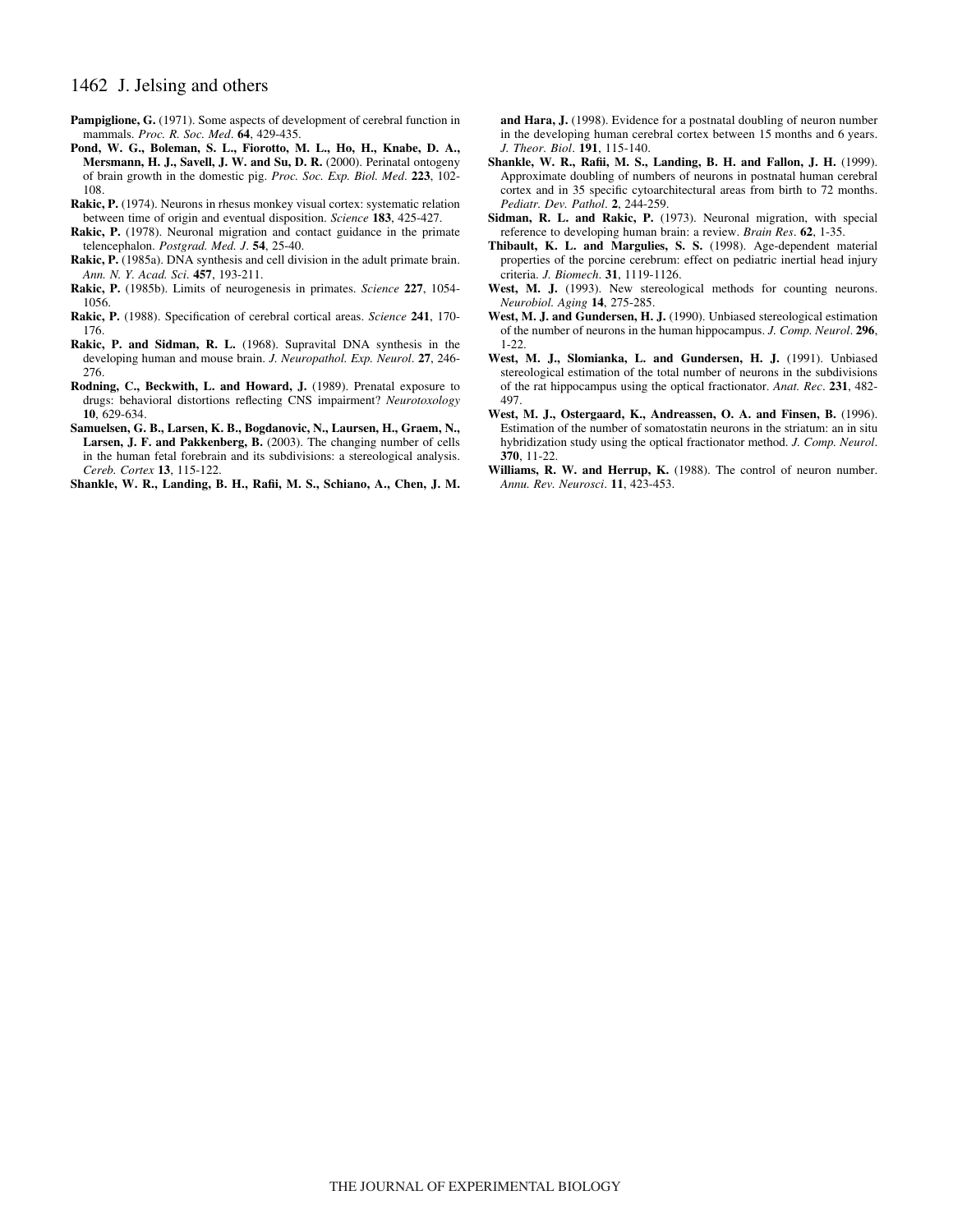**Pampiglione, G.** (1971). Some aspects of development of cerebral function in mammals. *Proc. R. Soc. Med*. **64**, 429-435.

**Pond, W. G., Boleman, S. L., Fiorotto, M. L., Ho, H., Knabe, D. A., Mersmann, H. J., Savell, J. W. and Su, D. R.** (2000). Perinatal ontogeny of brain growth in the domestic pig. *Proc. Soc. Exp. Biol. Med*. **223**, 102-108.

**Rakic, P.** (1974). Neurons in rhesus monkey visual cortex: systematic relation between time of origin and eventual disposition. *Science* **183**, 425-427.

**Rakic, P.** (1978). Neuronal migration and contact guidance in the primate telencephalon. *Postgrad. Med. J*. **54**, 25-40.

**Rakic, P.** (1985a). DNA synthesis and cell division in the adult primate brain. *Ann. N. Y. Acad. Sci*. **457**, 193-211.

**Rakic, P.** (1985b). Limits of neurogenesis in primates. *Science* **227**, 1054-1056.

**Rakic, P.** (1988). Specification of cerebral cortical areas. *Science* **241**, 170-176.

**Rakic, P. and Sidman, R. L.** (1968). Supravital DNA synthesis in the developing human and mouse brain. *J. Neuropathol. Exp. Neurol*. **27**, 246-276.

**Rodning, C., Beckwith, L. and Howard, J.** (1989). Prenatal exposure to drugs: behavioral distortions reflecting CNS impairment? *Neurotoxology* **10**, 629-634.

**Samuelsen, G. B., Larsen, K. B., Bogdanovic, N., Laursen, H., Graem, N., Larsen, J. F. and Pakkenberg, B.** (2003). The changing number of cells in the human fetal forebrain and its subdivisions: a stereological analysis. *Cereb. Cortex* **13**, 115-122.

**Shankle, W. R., Landing, B. H., Rafii, M. S., Schiano, A., Chen, J. M. and Hara, J.** (1998). Evidence for a postnatal doubling of neuron number in the developing human cerebral cortex between 15 months and 6 years. *J. Theor. Biol*. **191**, 115-140.

**Shankle, W. R., Rafii, M. S., Landing, B. H. and Fallon, J. H.** (1999). Approximate doubling of numbers of neurons in postnatal human cerebral cortex and in 35 specific cytoarchitectural areas from birth to 72 months. *Pediatr. Dev. Pathol*. **2**, 244-259.

**Sidman, R. L. and Rakic, P.** (1973). Neuronal migration, with special reference to developing human brain: a review. *Brain Res*. **62**, 1-35.

**Thibault, K. L. and Margulies, S. S.** (1998). Age-dependent material properties of the porcine cerebrum: effect on pediatric inertial head injury criteria. *J. Biomech*. **31**, 1119-1126.

**West, M. J.** (1993). New stereological methods for counting neurons. *Neurobiol. Aging* **14**, 275-285.

**West, M. J. and Gundersen, H. J.** (1990). Unbiased stereological estimation of the number of neurons in the human hippocampus. *J. Comp. Neurol*. **296**, 1-22.

**West, M. J., Slomianka, L. and Gundersen, H. J.** (1991). Unbiased stereological estimation of the total number of neurons in the subdivisions of the rat hippocampus using the optical fractionator. *Anat. Rec*. **231**, 482-497.

**West, M. J., Ostergaard, K., Andreassen, O. A. and Finsen, B.** (1996). Estimation of the number of somatostatin neurons in the striatum: an in situ hybridization study using the optical fractionator method. *J. Comp. Neurol*. **370**, 11-22.

**Williams, R. W. and Herrup, K.** (1988). The control of neuron number. *Annu. Rev. Neurosci*. **11**, 423-453.